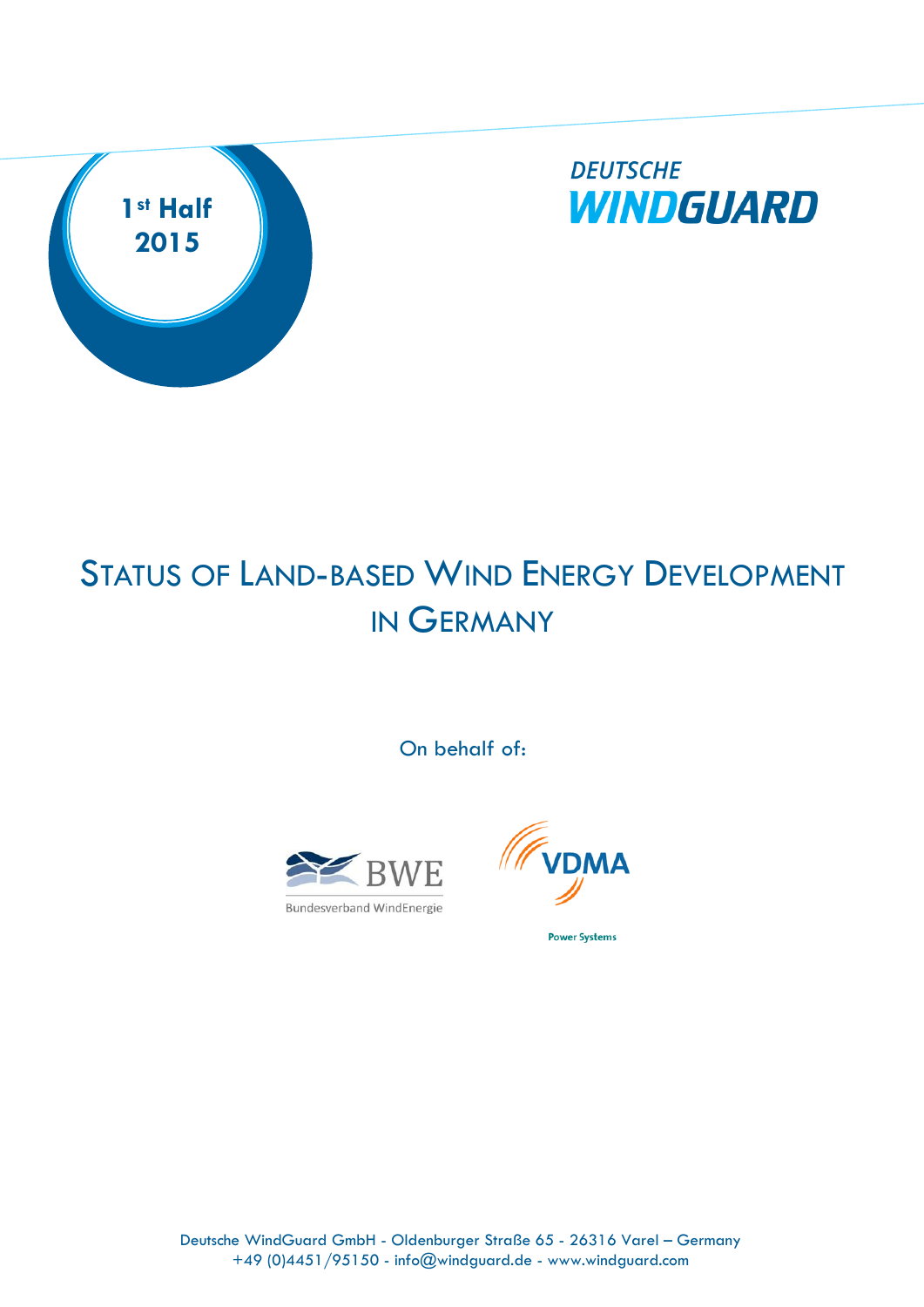1st Half
2015

DEUTSCHE
WINDGUARD

# Status of Land-based Wind Energy Development in Germany

On behalf of:

BWE
Bundesverband WindEnergie

VDMA
Power Systems

Deutsche WindGuard GmbH - Oldenburger Straße 65 - 26316 Varel – Germany
+49 (0)4451/95150 - info@windguard.de - www.windguard.com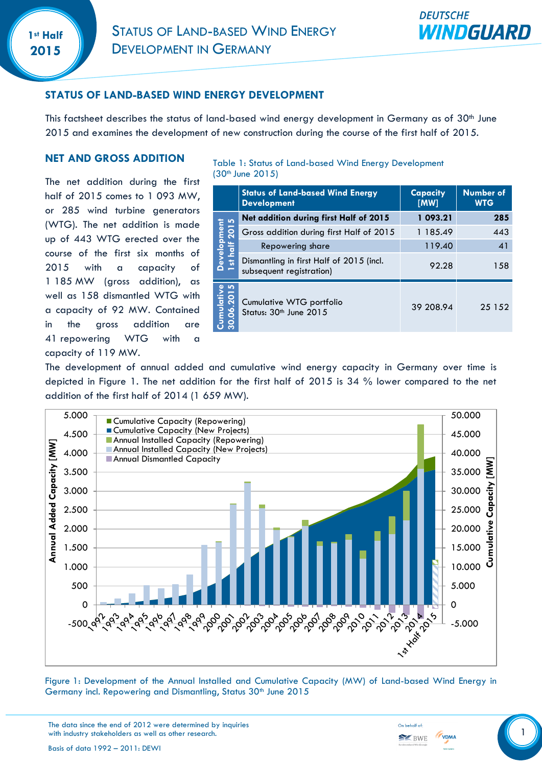## STATUS OF LAND-BASED WIND ENERGY DEVELOPMENT

This factsheet describes the status of land-based wind energy development in Germany as of 30th June 2015 and examines the development of new construction during the course of the first half of 2015.

## NET AND GROSS ADDITION

The net addition during the first half of 2015 comes to 1 093 MW, or 285 wind turbine generators (WTG). The net addition is made up of 443 WTG erected over the course of the first six months of 2015 with a capacity of 1 185 MW (gross addition), as well as 158 dismantled WTG with a capacity of 92 MW. Contained in the gross addition are 41 repowering WTG with a capacity of 119 MW.

Table 1: Status of Land-based Wind Energy Development (30th June 2015)

| | Status of Land-based Wind Energy Development | Capacity [MW] | Number of WTG |
|---|---|---|---|
| Development 1st half 2015 | **Net addition during first Half of 2015** | **1 093.21** | **285** |
| | Gross addition during first Half of 2015 | 1 185.49 | 443 |
| | Repowering share | 119.40 | 41 |
| | Dismantling in first Half of 2015 (incl. subsequent registration) | 92.28 | 158 |
| Cumulative 30.06.2015 | Cumulative WTG portfolio Status: 30th June 2015 | 39 208.94 | 25 152 |

The development of annual added and cumulative wind energy capacity in Germany over time is depicted in Figure 1. The net addition for the first half of 2015 is 34 % lower compared to the net addition of the first half of 2014 (1 659 MW).

Figure 1: Development of the Annual Installed and Cumulative Capacity (MW) of Land-based Wind Energy in Germany incl. Repowering and Dismantling, Status 30th June 2015

The data since the end of 2012 were determined by inquiries with industry stakeholders as well as other research.

Basis of data 1992 – 2011: DEWI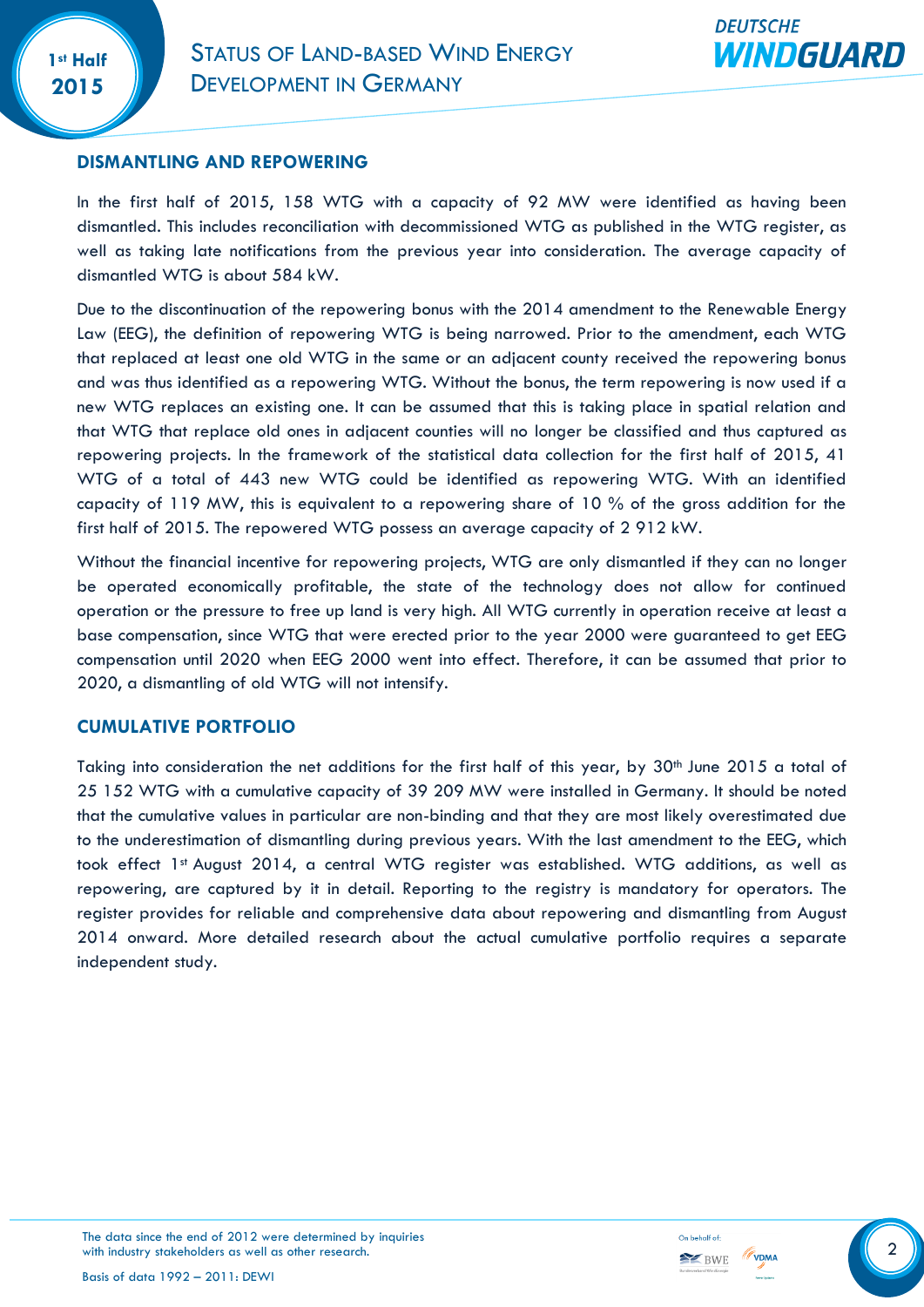## DISMANTLING AND REPOWERING

In the first half of 2015, 158 WTG with a capacity of 92 MW were identified as having been dismantled. This includes reconciliation with decommissioned WTG as published in the WTG register, as well as taking late notifications from the previous year into consideration. The average capacity of dismantled WTG is about 584 kW.

Due to the discontinuation of the repowering bonus with the 2014 amendment to the Renewable Energy Law (EEG), the definition of repowering WTG is being narrowed. Prior to the amendment, each WTG that replaced at least one old WTG in the same or an adjacent county received the repowering bonus and was thus identified as a repowering WTG. Without the bonus, the term repowering is now used if a new WTG replaces an existing one. It can be assumed that this is taking place in spatial relation and that WTG that replace old ones in adjacent counties will no longer be classified and thus captured as repowering projects. In the framework of the statistical data collection for the first half of 2015, 41 WTG of a total of 443 new WTG could be identified as repowering WTG. With an identified capacity of 119 MW, this is equivalent to a repowering share of 10 % of the gross addition for the first half of 2015. The repowered WTG possess an average capacity of 2 912 kW.

Without the financial incentive for repowering projects, WTG are only dismantled if they can no longer be operated economically profitable, the state of the technology does not allow for continued operation or the pressure to free up land is very high. All WTG currently in operation receive at least a base compensation, since WTG that were erected prior to the year 2000 were guaranteed to get EEG compensation until 2020 when EEG 2000 went into effect. Therefore, it can be assumed that prior to 2020, a dismantling of old WTG will not intensify.

## CUMULATIVE PORTFOLIO

Taking into consideration the net additions for the first half of this year, by 30th June 2015 a total of 25 152 WTG with a cumulative capacity of 39 209 MW were installed in Germany. It should be noted that the cumulative values in particular are non-binding and that they are most likely overestimated due to the underestimation of dismantling during previous years. With the last amendment to the EEG, which took effect 1st August 2014, a central WTG register was established. WTG additions, as well as repowering, are captured by it in detail. Reporting to the registry is mandatory for operators. The register provides for reliable and comprehensive data about repowering and dismantling from August 2014 onward. More detailed research about the actual cumulative portfolio requires a separate independent study.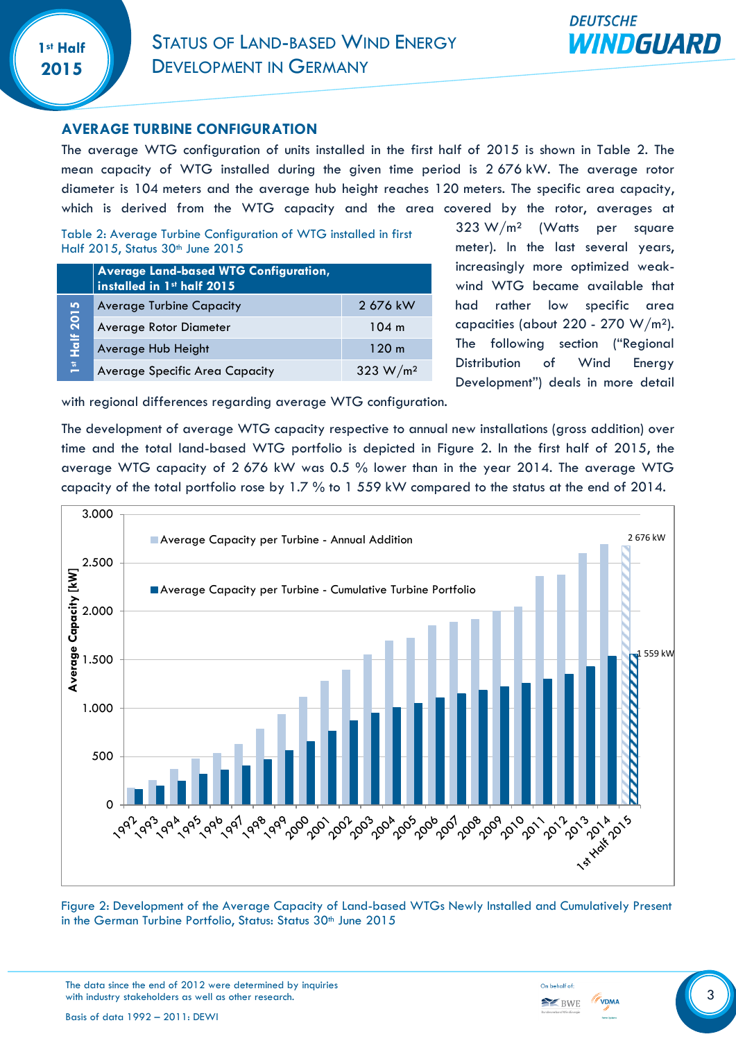## AVERAGE TURBINE CONFIGURATION

The average WTG configuration of units installed in the first half of 2015 is shown in Table 2. The mean capacity of WTG installed during the given time period is 2 676 kW. The average rotor diameter is 104 meters and the average hub height reaches 120 meters. The specific area capacity, which is derived from the WTG capacity and the area covered by the rotor, averages at 323 W/m² (Watts per square meter). In the last several years, increasingly more optimized weak-wind WTG became available that had rather low specific area capacities (about 220 - 270 W/m²). The following section ("Regional Distribution of Wind Energy Development") deals in more detail with regional differences regarding average WTG configuration.

Table 2: Average Turbine Configuration of WTG installed in first Half 2015, Status 30th June 2015

| | Average Land-based WTG Configuration, installed in 1st half 2015 | |
|---|---|---|
| 1st Half 2015 | Average Turbine Capacity | 2 676 kW |
| | Average Rotor Diameter | 104 m |
| | Average Hub Height | 120 m |
| | Average Specific Area Capacity | 323 W/m² |

The development of average WTG capacity respective to annual new installations (gross addition) over time and the total land-based WTG portfolio is depicted in Figure 2. In the first half of 2015, the average WTG capacity of 2 676 kW was 0.5 % lower than in the year 2014. The average WTG capacity of the total portfolio rose by 1.7 % to 1 559 kW compared to the status at the end of 2014.

Figure 2: Development of the Average Capacity of Land-based WTGs Newly Installed and Cumulatively Present in the German Turbine Portfolio, Status: Status 30th June 2015

The data since the end of 2012 were determined by inquiries with industry stakeholders as well as other research.

Basis of data 1992 – 2011: DEWI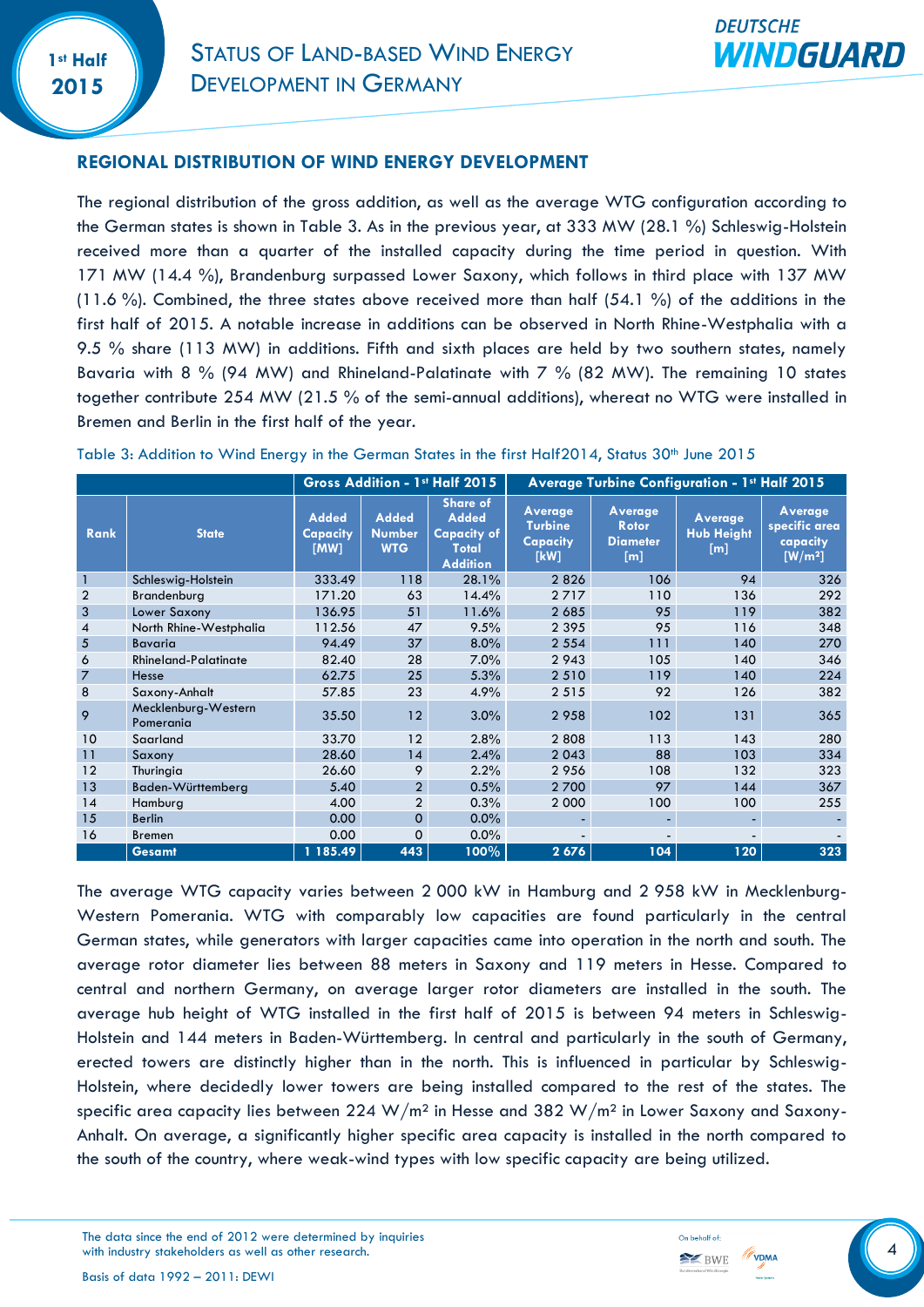## REGIONAL DISTRIBUTION OF WIND ENERGY DEVELOPMENT

The regional distribution of the gross addition, as well as the average WTG configuration according to the German states is shown in Table 3. As in the previous year, at 333 MW (28.1 %) Schleswig-Holstein received more than a quarter of the installed capacity during the time period in question. With 171 MW (14.4 %), Brandenburg surpassed Lower Saxony, which follows in third place with 137 MW (11.6 %). Combined, the three states above received more than half (54.1 %) of the additions in the first half of 2015. A notable increase in additions can be observed in North Rhine-Westphalia with a 9.5 % share (113 MW) in additions. Fifth and sixth places are held by two southern states, namely Bavaria with 8 % (94 MW) and Rhineland-Palatinate with 7 % (82 MW). The remaining 10 states together contribute 254 MW (21.5 % of the semi-annual additions), whereat no WTG were installed in Bremen and Berlin in the first half of the year.

Table 3: Addition to Wind Energy in the German States in the first Half2014, Status 30th June 2015

| | | Gross Addition - 1st Half 2015 | | | Average Turbine Configuration - 1st Half 2015 | | | |
|---|---|---|---|---|---|---|---|---|
| Rank | State | Added Capacity [MW] | Added Number WTG | Share of Added Capacity of Total Addition | Average Turbine Capacity [kW] | Average Rotor Diameter [m] | Average Hub Height [m] | Average specific area capacity [W/m²] |
| 1 | Schleswig-Holstein | 333.49 | 118 | 28.1% | 2 826 | 106 | 94 | 326 |
| 2 | Brandenburg | 171.20 | 63 | 14.4% | 2 717 | 110 | 136 | 292 |
| 3 | Lower Saxony | 136.95 | 51 | 11.6% | 2 685 | 95 | 119 | 382 |
| 4 | North Rhine-Westphalia | 112.56 | 47 | 9.5% | 2 395 | 95 | 116 | 348 |
| 5 | Bavaria | 94.49 | 37 | 8.0% | 2 554 | 111 | 140 | 270 |
| 6 | Rhineland-Palatinate | 82.40 | 28 | 7.0% | 2 943 | 105 | 140 | 346 |
| 7 | Hesse | 62.75 | 25 | 5.3% | 2 510 | 119 | 140 | 224 |
| 8 | Saxony-Anhalt | 57.85 | 23 | 4.9% | 2 515 | 92 | 126 | 382 |
| 9 | Mecklenburg-Western Pomerania | 35.50 | 12 | 3.0% | 2 958 | 102 | 131 | 365 |
| 10 | Saarland | 33.70 | 12 | 2.8% | 2 808 | 113 | 143 | 280 |
| 11 | Saxony | 28.60 | 14 | 2.4% | 2 043 | 88 | 103 | 334 |
| 12 | Thuringia | 26.60 | 9 | 2.2% | 2 956 | 108 | 132 | 323 |
| 13 | Baden-Württemberg | 5.40 | 2 | 0.5% | 2 700 | 97 | 144 | 367 |
| 14 | Hamburg | 4.00 | 2 | 0.3% | 2 000 | 100 | 100 | 255 |
| 15 | Berlin | 0.00 | 0 | 0.0% | - | - | - | - |
| 16 | Bremen | 0.00 | 0 | 0.0% | - | - | - | - |
| | **Gesamt** | **1 185.49** | **443** | **100%** | **2 676** | **104** | **120** | **323** |

The average WTG capacity varies between 2 000 kW in Hamburg and 2 958 kW in Mecklenburg-Western Pomerania. WTG with comparably low capacities are found particularly in the central German states, while generators with larger capacities came into operation in the north and south. The average rotor diameter lies between 88 meters in Saxony and 119 meters in Hesse. Compared to central and northern Germany, on average larger rotor diameters are installed in the south. The average hub height of WTG installed in the first half of 2015 is between 94 meters in Schleswig-Holstein and 144 meters in Baden-Württemberg. In central and particularly in the south of Germany, erected towers are distinctly higher than in the north. This is influenced in particular by Schleswig-Holstein, where decidedly lower towers are being installed compared to the rest of the states. The specific area capacity lies between 224 W/m² in Hesse and 382 W/m² in Lower Saxony and Saxony-Anhalt. On average, a significantly higher specific area capacity is installed in the north compared to the south of the country, where weak-wind types with low specific capacity are being utilized.

The data since the end of 2012 were determined by inquiries with industry stakeholders as well as other research.

Basis of data 1992 – 2011: DEWI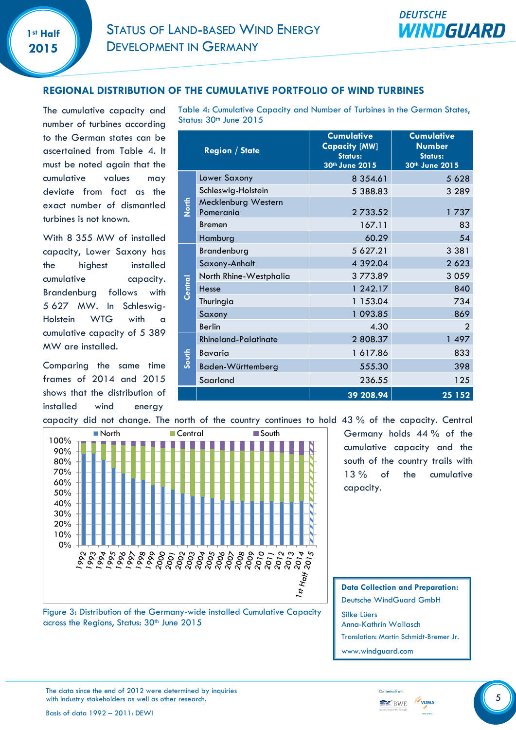## REGIONAL DISTRIBUTION OF THE CUMULATIVE PORTFOLIO OF WIND TURBINES

The cumulative capacity and number of turbines according to the German states can be ascertained from Table 4. It must be noted again that the cumulative values may deviate from fact as the exact number of dismantled turbines is not known.

With 8 355 MW of installed capacity, Lower Saxony has the highest installed cumulative capacity. Brandenburg follows with 5 627 MW. In Schleswig-Holstein WTG with a cumulative capacity of 5 389 MW are installed.

Comparing the same time frames of 2014 and 2015 shows that the distribution of installed wind energy capacity did not change. The north of the country continues to hold 43 % of the capacity. Central Germany holds 44 % of the cumulative capacity and the south of the country trails with 13 % of the cumulative capacity.

Table 4: Cumulative Capacity and Number of Turbines in the German States, Status: 30th June 2015

| Region | State | Cumulative Capacity [MW] Status: 30th June 2015 | Cumulative Number Status: 30th June 2015 |
|---|---|---|---|
| North | Lower Saxony | 8 354.61 | 5 628 |
| | Schleswig-Holstein | 5 388.83 | 3 289 |
| | Mecklenburg Western Pomerania | 2 733.52 | 1 737 |
| | Bremen | 167.11 | 83 |
| | Hamburg | 60.29 | 54 |
| Central | Brandenburg | 5 627.21 | 3 381 |
| | Saxony-Anhalt | 4 392.04 | 2 623 |
| | North Rhine-Westphalia | 3 773.89 | 3 059 |
| | Hesse | 1 242.17 | 840 |
| | Thuringia | 1 153.04 | 734 |
| | Saxony | 1 093.85 | 869 |
| | Berlin | 4.30 | 2 |
| South | Rhineland-Palatinate | 2 808.37 | 1 497 |
| | Bavaria | 1 617.86 | 833 |
| | Baden-Württemberg | 555.30 | 398 |
| | Saarland | 236.55 | 125 |
| | | **39 208.94** | **25 152** |

Figure 3: Distribution of the Germany-wide installed Cumulative Capacity across the Regions, Status: 30th June 2015

**Data Collection and Preparation:**
Deutsche WindGuard GmbH

Silke Lüers
Anna-Kathrin Wallasch

Translation: Martin Schmidt-Bremer Jr.

www.windguard.com

The data since the end of 2012 were determined by inquiries with industry stakeholders as well as other research.

Basis of data 1992 – 2011: DEWI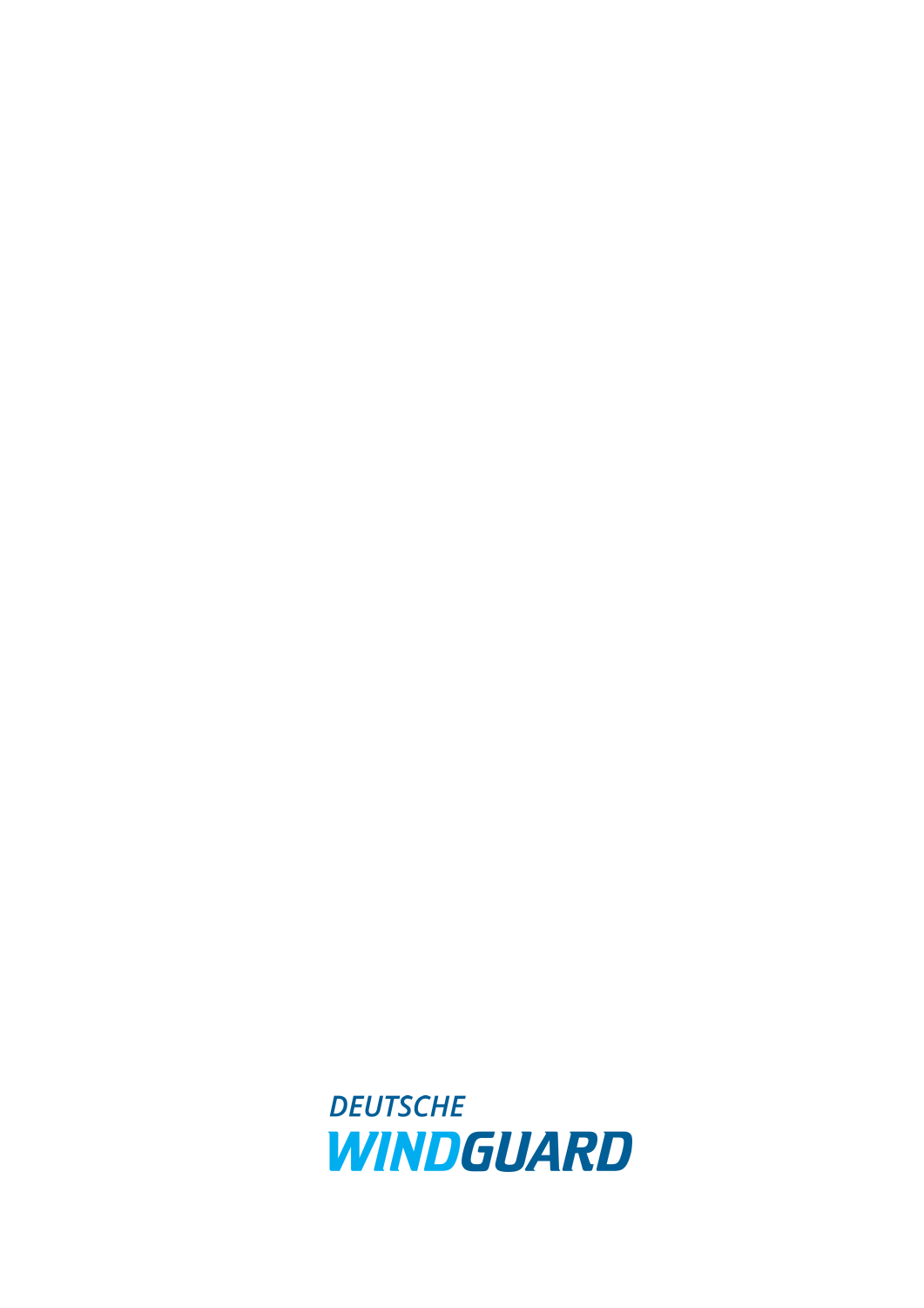DEUTSCHE

WINDGUARD